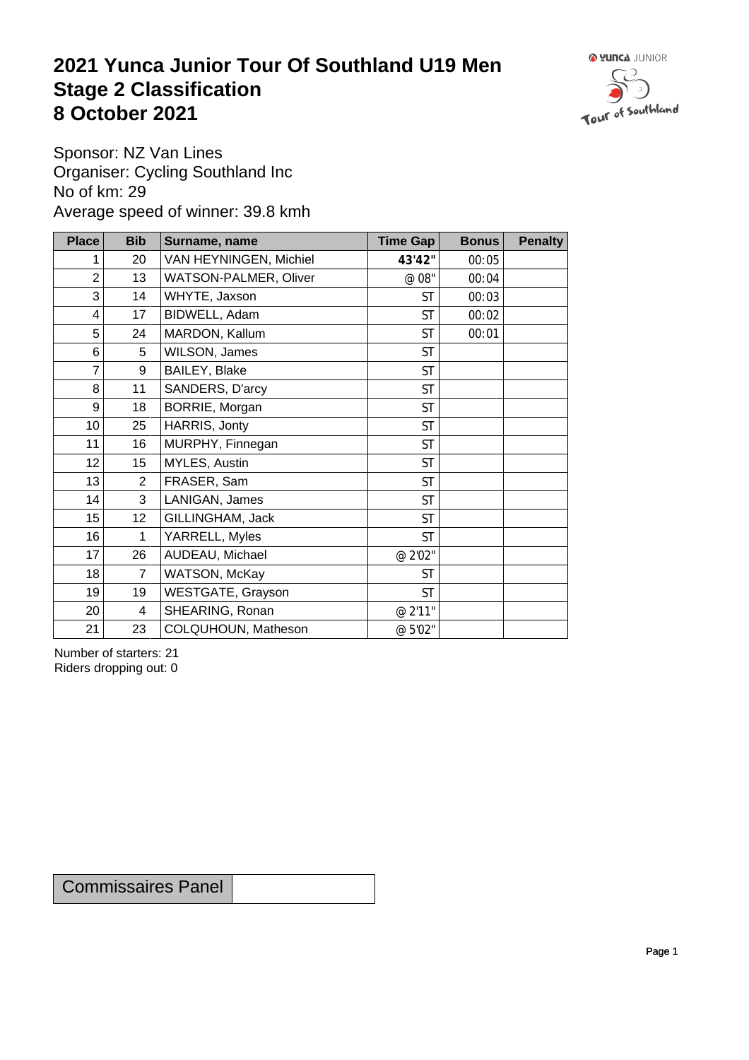# 2021 Yunca Junior Tour Of Southland U19 Men
# Stage 2 Classification
# 8 October 2021

Sponsor: NZ Van Lines
Organiser: Cycling Southland Inc
No of km: 29
Average speed of winner: 39.8 kmh

| Place | Bib | Surname, name | Time Gap | Bonus | Penalty |
|---|---|---|---|---|---|
| 1 | 20 | VAN HEYNINGEN, Michiel | **43'42"** | 00:05 | |
| 2 | 13 | WATSON-PALMER, Oliver | @ 08" | 00:04 | |
| 3 | 14 | WHYTE, Jaxson | ST | 00:03 | |
| 4 | 17 | BIDWELL, Adam | ST | 00:02 | |
| 5 | 24 | MARDON, Kallum | ST | 00:01 | |
| 6 | 5 | WILSON, James | ST | | |
| 7 | 9 | BAILEY, Blake | ST | | |
| 8 | 11 | SANDERS, D'arcy | ST | | |
| 9 | 18 | BORRIE, Morgan | ST | | |
| 10 | 25 | HARRIS, Jonty | ST | | |
| 11 | 16 | MURPHY, Finnegan | ST | | |
| 12 | 15 | MYLES, Austin | ST | | |
| 13 | 2 | FRASER, Sam | ST | | |
| 14 | 3 | LANIGAN, James | ST | | |
| 15 | 12 | GILLINGHAM, Jack | ST | | |
| 16 | 1 | YARRELL, Myles | ST | | |
| 17 | 26 | AUDEAU, Michael | @ 2'02" | | |
| 18 | 7 | WATSON, McKay | ST | | |
| 19 | 19 | WESTGATE, Grayson | ST | | |
| 20 | 4 | SHEARING, Ronan | @ 2'11" | | |
| 21 | 23 | COLQUHOUN, Matheson | @ 5'02" | | |

Number of starters: 21
Riders dropping out: 0

| Commissaires Panel | |
|---|---|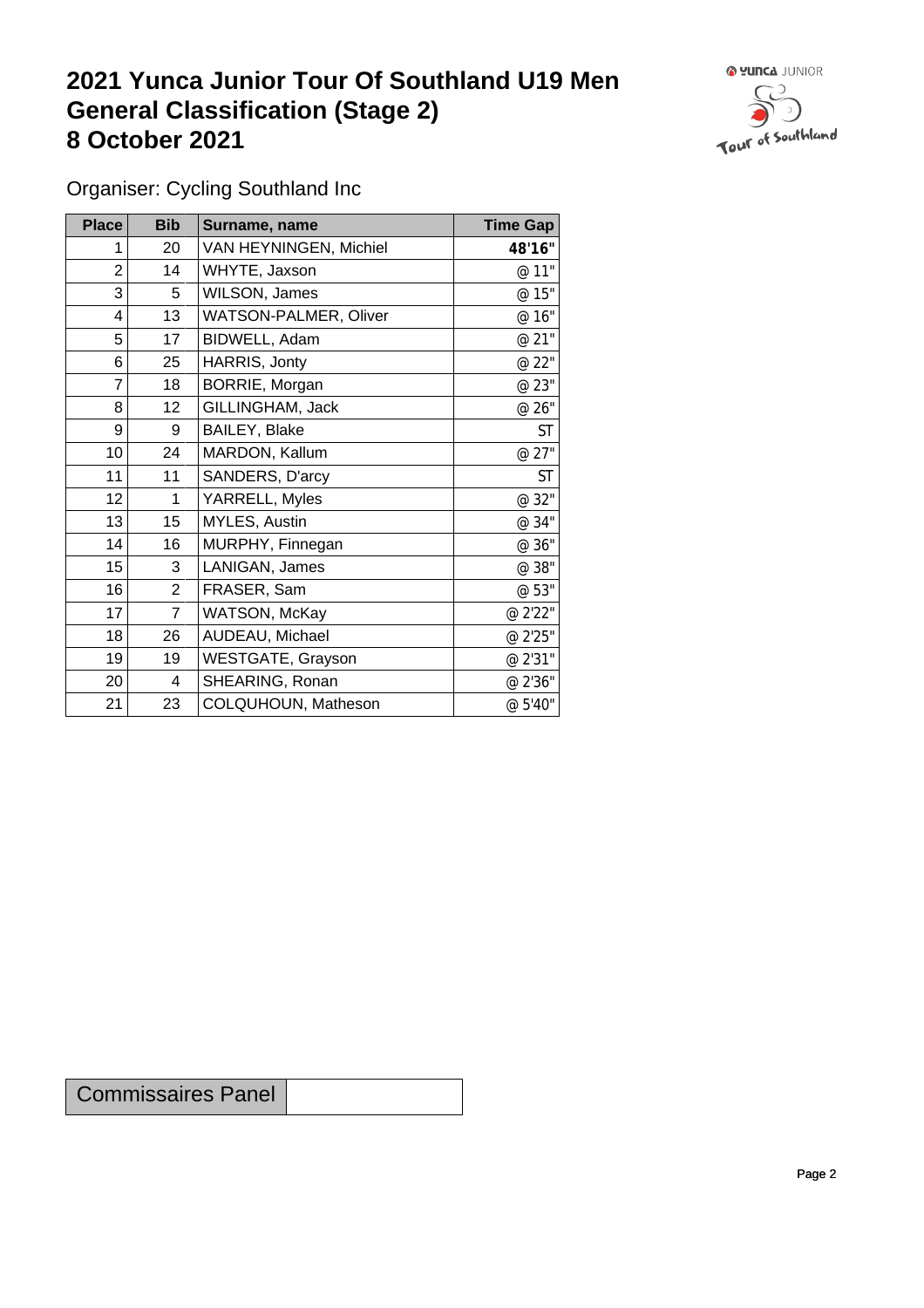# 2021 Yunca Junior Tour Of Southland U19 Men
# General Classification (Stage 2)
# 8 October 2021

Organiser: Cycling Southland Inc

| Place | Bib | Surname, name | Time Gap |
|---|---|---|---|
| 1 | 20 | VAN HEYNINGEN, Michiel | **48'16"** |
| 2 | 14 | WHYTE, Jaxson | @ 11" |
| 3 | 5 | WILSON, James | @ 15" |
| 4 | 13 | WATSON-PALMER, Oliver | @ 16" |
| 5 | 17 | BIDWELL, Adam | @ 21" |
| 6 | 25 | HARRIS, Jonty | @ 22" |
| 7 | 18 | BORRIE, Morgan | @ 23" |
| 8 | 12 | GILLINGHAM, Jack | @ 26" |
| 9 | 9 | BAILEY, Blake | ST |
| 10 | 24 | MARDON, Kallum | @ 27" |
| 11 | 11 | SANDERS, D'arcy | ST |
| 12 | 1 | YARRELL, Myles | @ 32" |
| 13 | 15 | MYLES, Austin | @ 34" |
| 14 | 16 | MURPHY, Finnegan | @ 36" |
| 15 | 3 | LANIGAN, James | @ 38" |
| 16 | 2 | FRASER, Sam | @ 53" |
| 17 | 7 | WATSON, McKay | @ 2'22" |
| 18 | 26 | AUDEAU, Michael | @ 2'25" |
| 19 | 19 | WESTGATE, Grayson | @ 2'31" |
| 20 | 4 | SHEARING, Ronan | @ 2'36" |
| 21 | 23 | COLQUHOUN, Matheson | @ 5'40" |

| Commissaires Panel | |
|---|---|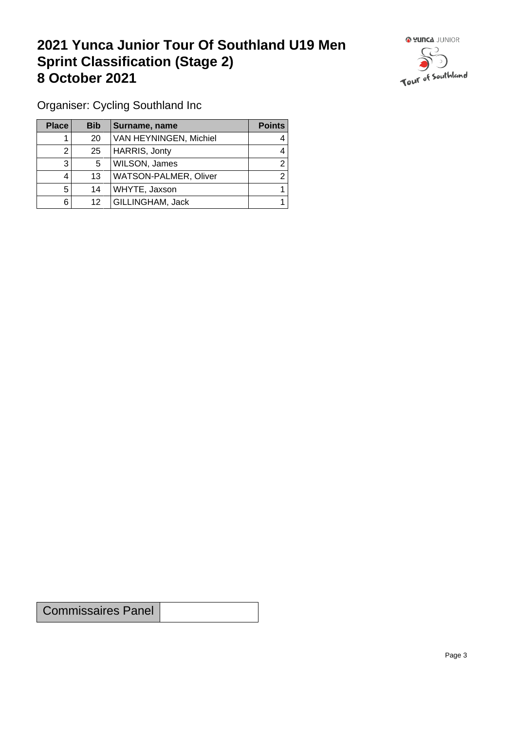# 2021 Yunca Junior Tour Of Southland U19 Men
# Sprint Classification (Stage 2)
# 8 October 2021

Organiser: Cycling Southland Inc

| Place | Bib | Surname, name | Points |
|---|---|---|---|
| 1 | 20 | VAN HEYNINGEN, Michiel | 4 |
| 2 | 25 | HARRIS, Jonty | 4 |
| 3 | 5 | WILSON, James | 2 |
| 4 | 13 | WATSON-PALMER, Oliver | 2 |
| 5 | 14 | WHYTE, Jaxson | 1 |
| 6 | 12 | GILLINGHAM, Jack | 1 |

| Commissaires Panel | |
|---|---|